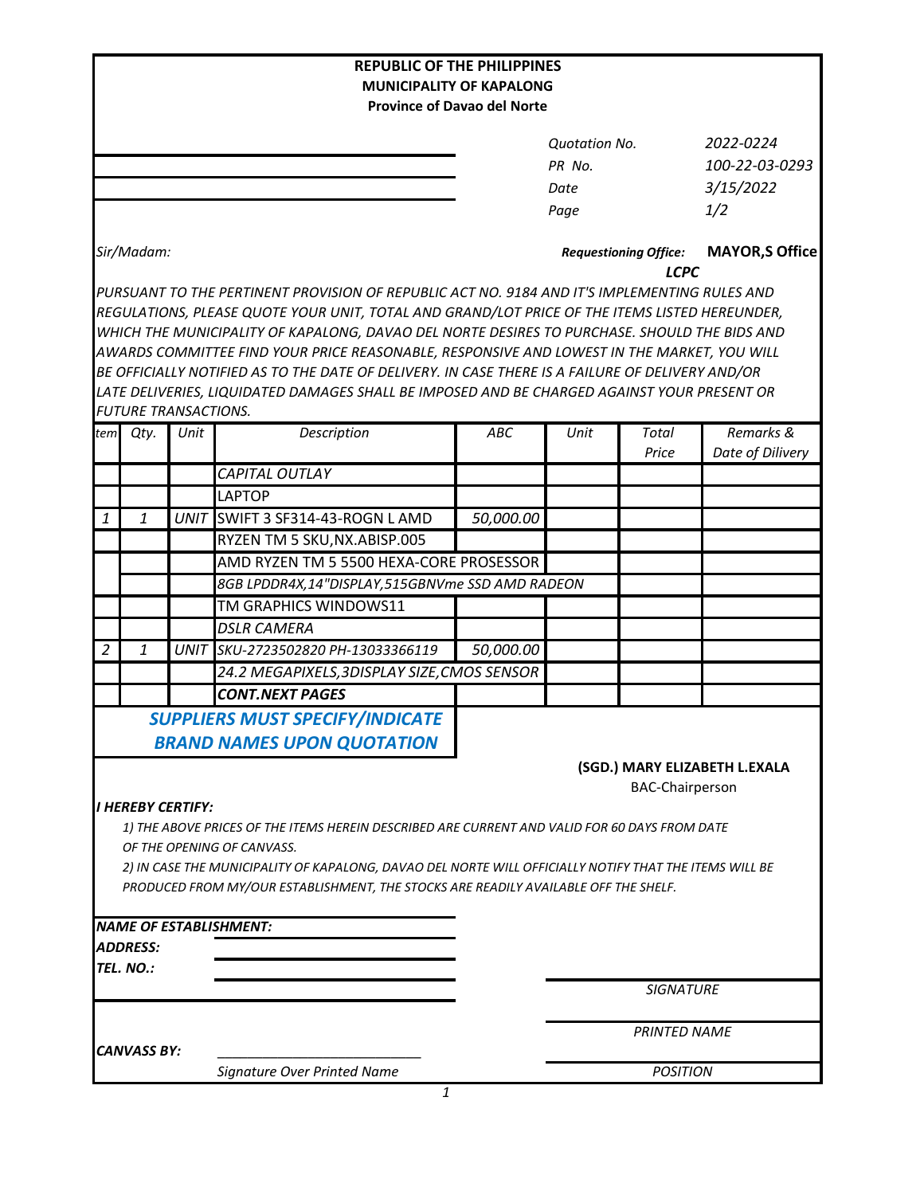**REPUBLIC OF THE PHILIPPINES**
**MUNICIPALITY OF KAPALONG**
**Province of Davao del Norte**

| | |
|---|---|
| *Quotation No.* | *2022-0224* |
| *PR No.* | *100-22-03-0293* |
| *Date* | *3/15/2022* |
| *Page* | *1/2* |

*Sir/Madam:*

***Requestioning Office:*** **MAYOR,S Office**
***LCPC***

*PURSUANT TO THE PERTINENT PROVISION OF REPUBLIC ACT NO. 9184 AND IT'S IMPLEMENTING RULES AND REGULATIONS, PLEASE QUOTE YOUR UNIT, TOTAL AND GRAND/LOT PRICE OF THE ITEMS LISTED HEREUNDER, WHICH THE MUNICIPALITY OF KAPALONG, DAVAO DEL NORTE DESIRES TO PURCHASE. SHOULD THE BIDS AND AWARDS COMMITTEE FIND YOUR PRICE REASONABLE, RESPONSIVE AND LOWEST IN THE MARKET, YOU WILL BE OFFICIALLY NOTIFIED AS TO THE DATE OF DELIVERY. IN CASE THERE IS A FAILURE OF DELIVERY AND/OR LATE DELIVERIES, LIQUIDATED DAMAGES SHALL BE IMPOSED AND BE CHARGED AGAINST YOUR PRESENT OR FUTURE TRANSACTIONS.*

| *tem* | *Qty.* | *Unit* | *Description* | *ABC* | *Unit* | *Total Price* | *Remarks & Date of Dilivery* |
|---|---|---|---|---|---|---|---|
| | | | *CAPITAL OUTLAY* | | | | |
| | | | LAPTOP | | | | |
| *1* | *1* | *UNIT* | SWIFT 3 SF314-43-ROGN L AMD | *50,000.00* | | | |
| | | | RYZEN TM 5 SKU,NX.ABISP.005 | | | | |
| | | | AMD RYZEN TM 5 5500 HEXA-CORE PROSESSOR | | | | |
| | | | *8GB LPDDR4X,14"DISPLAY,515GBNVme SSD AMD RADEON* | | | | |
| | | | TM GRAPHICS WINDOWS11 | | | | |
| | | | *DSLR CAMERA* | | | | |
| *2* | *1* | *UNIT* | SKU-2723502820 PH-13033366119 | *50,000.00* | | | |
| | | | 24.2 MEGAPIXELS,3DISPLAY SIZE,CMOS SENSOR | | | | |
| | | | ***CONT.NEXT PAGES*** | | | | |

***SUPPLIERS MUST SPECIFY/INDICATE BRAND NAMES UPON QUOTATION***

**(SGD.) MARY ELIZABETH L.EXALA**
BAC-Chairperson

***I HEREBY CERTIFY:***

*1) THE ABOVE PRICES OF THE ITEMS HEREIN DESCRIBED ARE CURRENT AND VALID FOR 60 DAYS FROM DATE OF THE OPENING OF CANVASS.*

*2) IN CASE THE MUNICIPALITY OF KAPALONG, DAVAO DEL NORTE WILL OFFICIALLY NOTIFY THAT THE ITEMS WILL BE PRODUCED FROM MY/OUR ESTABLISHMENT, THE STOCKS ARE READILY AVAILABLE OFF THE SHELF.*

***NAME OF ESTABLISHMENT:*** ____________________
***ADDRESS:*** ____________________
***TEL. NO.:*** ____________________

____________________
*SIGNATURE*

____________________
*PRINTED NAME*

***CANVASS BY:*** ____________________
*Signature Over Printed Name*

____________________
*POSITION*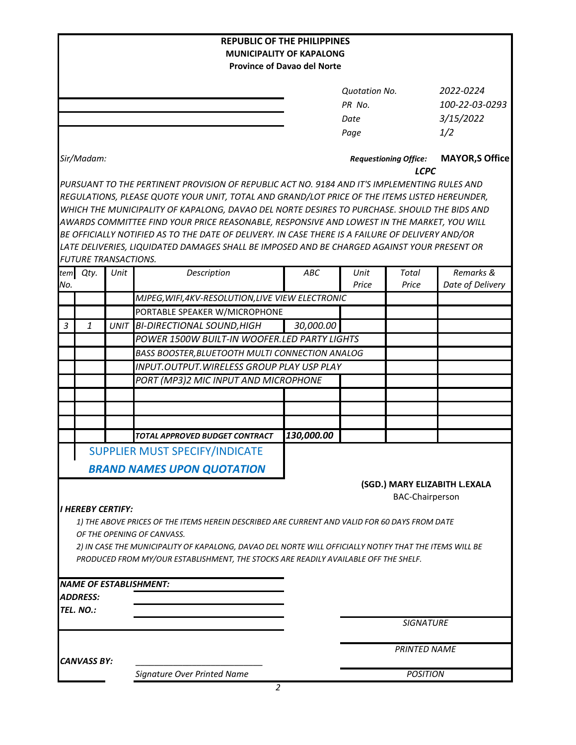**REPUBLIC OF THE PHILIPPINES**
**MUNICIPALITY OF KAPALONG**
**Province of Davao del Norte**

| | |
|---|---|
| *Quotation No.* | *2022-0224* |
| *PR No.* | *100-22-03-0293* |
| *Date* | *3/15/2022* |
| *Page* | *1/2* |

*Sir/Madam:*

***Requestioning Office:*** **MAYOR,S Office**
***LCPC***

*PURSUANT TO THE PERTINENT PROVISION OF REPUBLIC ACT NO. 9184 AND IT'S IMPLEMENTING RULES AND REGULATIONS, PLEASE QUOTE YOUR UNIT, TOTAL AND GRAND/LOT PRICE OF THE ITEMS LISTED HEREUNDER, WHICH THE MUNICIPALITY OF KAPALONG, DAVAO DEL NORTE DESIRES TO PURCHASE. SHOULD THE BIDS AND AWARDS COMMITTEE FIND YOUR PRICE REASONABLE, RESPONSIVE AND LOWEST IN THE MARKET, YOU WILL BE OFFICIALLY NOTIFIED AS TO THE DATE OF DELIVERY. IN CASE THERE IS A FAILURE OF DELIVERY AND/OR LATE DELIVERIES, LIQUIDATED DAMAGES SHALL BE IMPOSED AND BE CHARGED AGAINST YOUR PRESENT OR FUTURE TRANSACTIONS.*

| *Item No.* | *Qty.* | *Unit* | *Description* | *ABC* | *Unit Price* | *Total Price* | *Remarks & Date of Delivery* |
|---|---|---|---|---|---|---|---|
| | | | *MJPEG,WIFI,4KV-RESOLUTION,LIVE VIEW ELECTRONIC* | | | | |
| | | | PORTABLE SPEAKER W/MICROPHONE | | | | |
| *3* | *1* | *UNIT* | *BI-DIRECTIONAL SOUND,HIGH* | *30,000.00* | | | |
| | | | *POWER 1500W BUILT-IN WOOFER.LED PARTY LIGHTS* | | | | |
| | | | *BASS BOOSTER,BLUETOOTH MULTI CONNECTION ANALOG* | | | | |
| | | | *INPUT.OUTPUT.WIRELESS GROUP PLAY USP PLAY* | | | | |
| | | | *PORT (MP3)2 MIC INPUT AND MICROPHONE* | | | | |
| | | | | | | | |
| | | | | | | | |
| | | | | | | | |
| | | | ***TOTAL APPROVED BUDGET CONTRACT*** | ***130,000.00*** | | | |

SUPPLIER MUST SPECIFY/INDICATE
***BRAND NAMES UPON QUOTATION***

**(SGD.) MARY ELIZABITH L.EXALA**
BAC-Chairperson

***I HEREBY CERTIFY:***

*1) THE ABOVE PRICES OF THE ITEMS HEREIN DESCRIBED ARE CURRENT AND VALID FOR 60 DAYS FROM DATE OF THE OPENING OF CANVASS.*

*2) IN CASE THE MUNICIPALITY OF KAPALONG, DAVAO DEL NORTE WILL OFFICIALLY NOTIFY THAT THE ITEMS WILL BE PRODUCED FROM MY/OUR ESTABLISHMENT, THE STOCKS ARE READILY AVAILABLE OFF THE SHELF.*

***NAME OF ESTABLISHMENT:*** ______________________
***ADDRESS:*** ______________________
***TEL. NO.:*** ______________________

______________________
*SIGNATURE*

______________________
*PRINTED NAME*

***CANVASS BY:*** ______________________
*Signature Over Printed Name*

______________________
*POSITION*